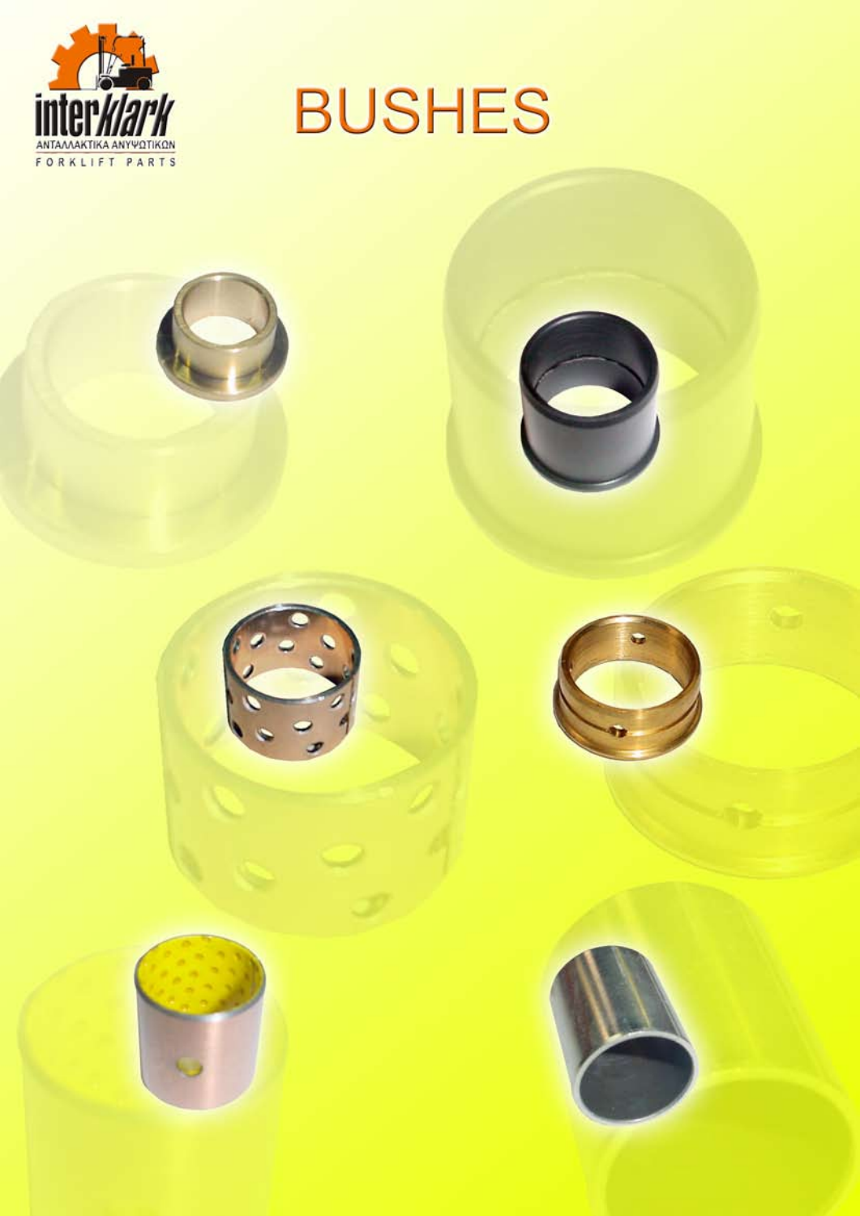interklark

ΑΝΤΑΛΛΑΚΤΙΚΑ ΑΝΥΨΩΤΙΚΩΝ

FORKLIFT PARTS

# BUSHES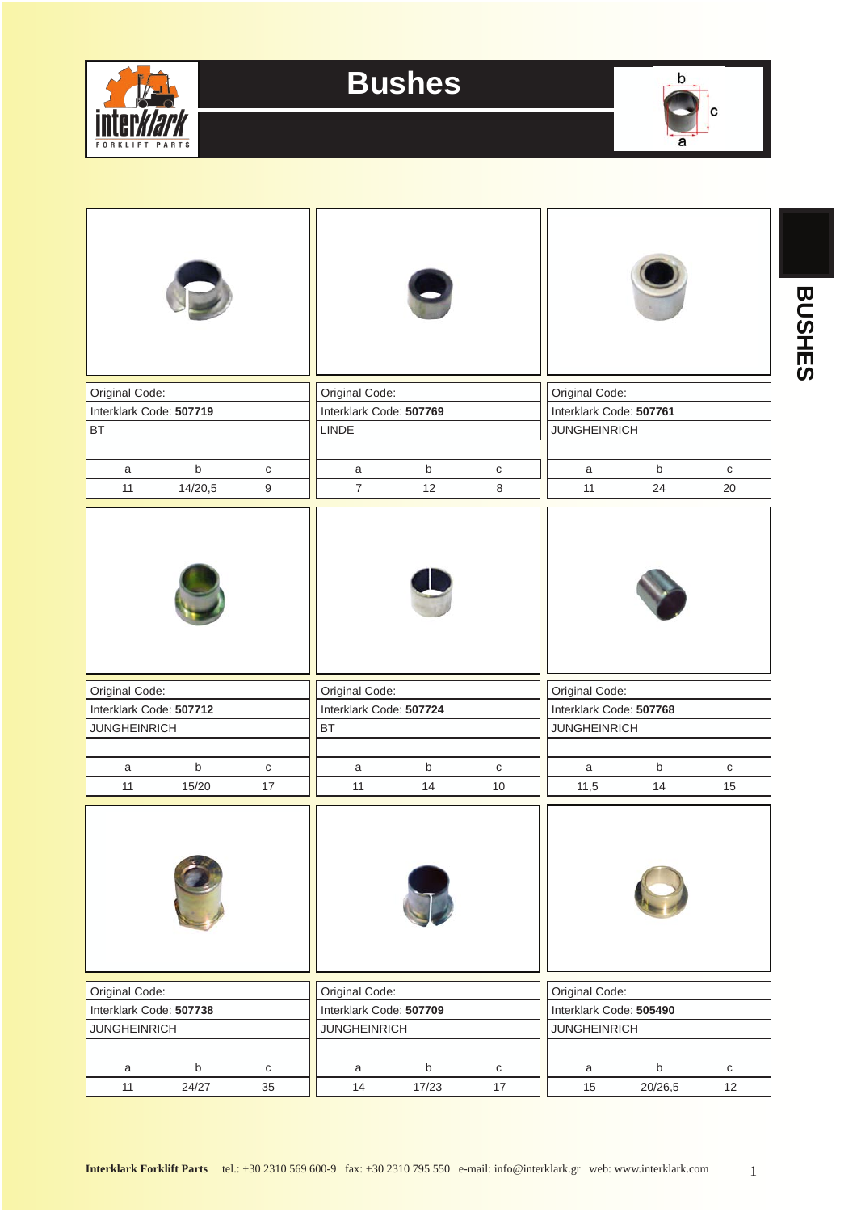# Bushes

BUSHES

| Original Code: | | |
|---|---|---|
| Interklark Code: **507719** | | |
| BT | | |
| a | b | c |
| 11 | 14/20,5 | 9 |

| Original Code: | | |
|---|---|---|
| Interklark Code: **507769** | | |
| LINDE | | |
| a | b | c |
| 7 | 12 | 8 |

| Original Code: | | |
|---|---|---|
| Interklark Code: **507761** | | |
| JUNGHEINRICH | | |
| a | b | c |
| 11 | 24 | 20 |

| Original Code: | | |
|---|---|---|
| Interklark Code: **507712** | | |
| JUNGHEINRICH | | |
| a | b | c |
| 11 | 15/20 | 17 |

| Original Code: | | |
|---|---|---|
| Interklark Code: **507724** | | |
| BT | | |
| a | b | c |
| 11 | 14 | 10 |

| Original Code: | | |
|---|---|---|
| Interklark Code: **507768** | | |
| JUNGHEINRICH | | |
| a | b | c |
| 11,5 | 14 | 15 |

| Original Code: | | |
|---|---|---|
| Interklark Code: **507738** | | |
| JUNGHEINRICH | | |
| a | b | c |
| 11 | 24/27 | 35 |

| Original Code: | | |
|---|---|---|
| Interklark Code: **507709** | | |
| JUNGHEINRICH | | |
| a | b | c |
| 14 | 17/23 | 17 |

| Original Code: | | |
|---|---|---|
| Interklark Code: **505490** | | |
| JUNGHEINRICH | | |
| a | b | c |
| 15 | 20/26,5 | 12 |

**Interklark Forklift Parts** tel.: +30 2310 569 600-9 fax: +30 2310 795 550 e-mail: info@interklark.gr web: www.interklark.com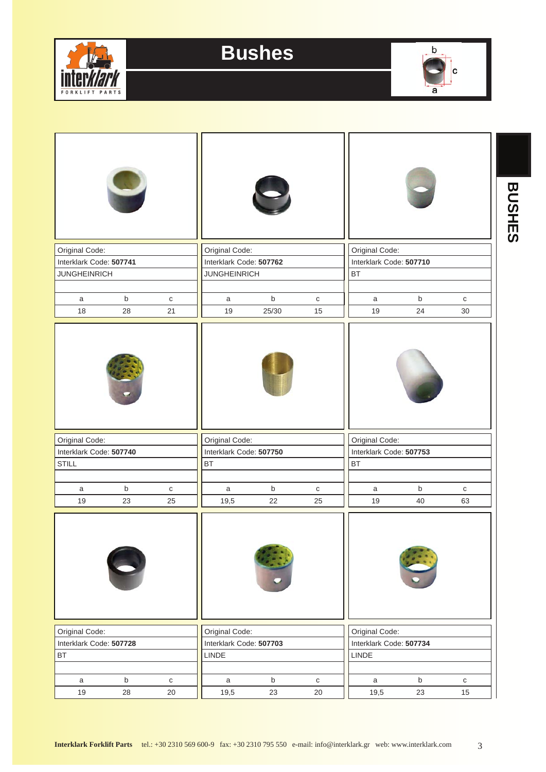# Bushes

BUSHES

| | | |
|---|---|---|
| Original Code: | | |
| Interklark Code: **507741** | | |
| JUNGHEINRICH | | |
| a | b | c |
| 18 | 28 | 21 |

| | | |
|---|---|---|
| Original Code: | | |
| Interklark Code: **507762** | | |
| JUNGHEINRICH | | |
| a | b | c |
| 19 | 25/30 | 15 |

| | | |
|---|---|---|
| Original Code: | | |
| Interklark Code: **507710** | | |
| BT | | |
| a | b | c |
| 19 | 24 | 30 |

| | | |
|---|---|---|
| Original Code: | | |
| Interklark Code: **507740** | | |
| STILL | | |
| a | b | c |
| 19 | 23 | 25 |

| | | |
|---|---|---|
| Original Code: | | |
| Interklark Code: **507750** | | |
| BT | | |
| a | b | c |
| 19,5 | 22 | 25 |

| | | |
|---|---|---|
| Original Code: | | |
| Interklark Code: **507753** | | |
| BT | | |
| a | b | c |
| 19 | 40 | 63 |

| | | |
|---|---|---|
| Original Code: | | |
| Interklark Code: **507728** | | |
| BT | | |
| a | b | c |
| 19 | 28 | 20 |

| | | |
|---|---|---|
| Original Code: | | |
| Interklark Code: **507703** | | |
| LINDE | | |
| a | b | c |
| 19,5 | 23 | 20 |

| | | |
|---|---|---|
| Original Code: | | |
| Interklark Code: **507734** | | |
| LINDE | | |
| a | b | c |
| 19,5 | 23 | 15 |

**Interklark Forklift Parts** tel.: +30 2310 569 600-9 fax: +30 2310 795 550 e-mail: info@interklark.gr web: www.interklark.com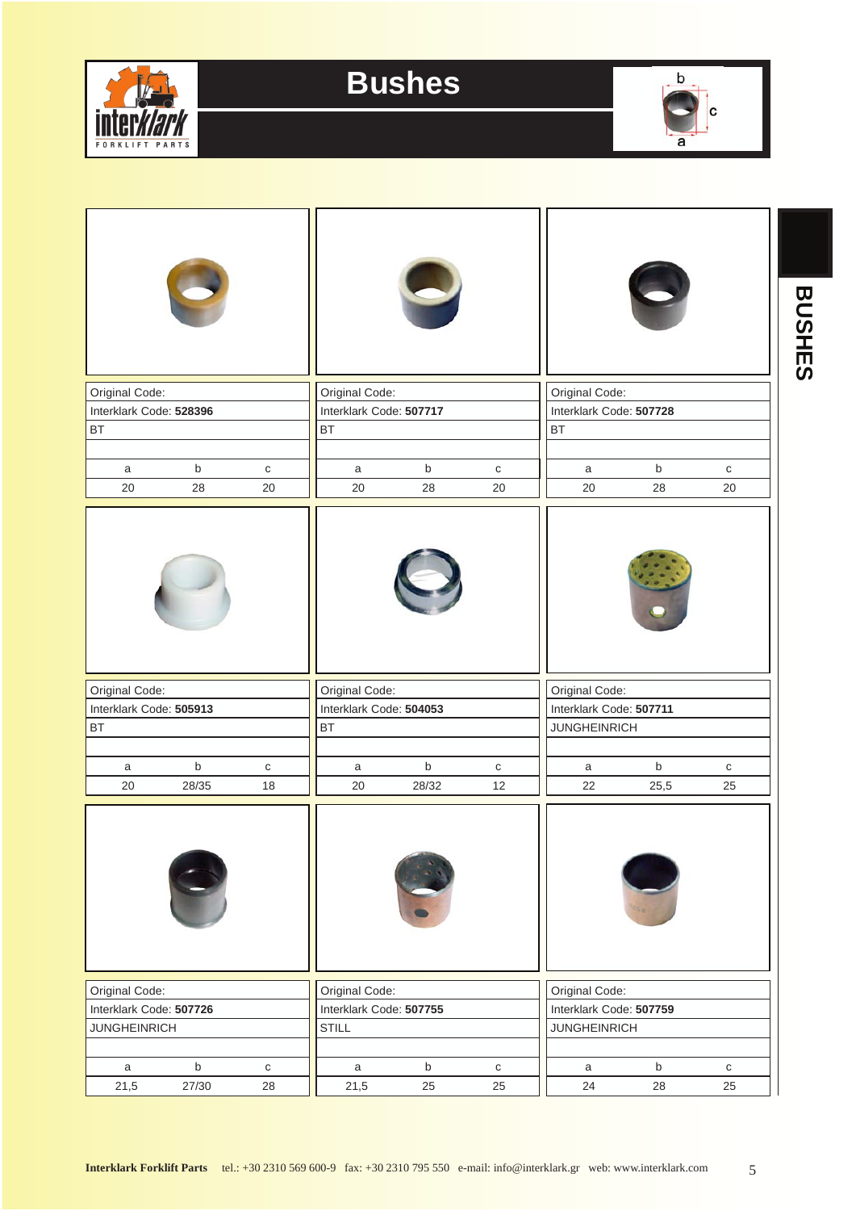# Bushes

BUSHES

| | | |
|---|---|---|
| Original Code: | | |
| Interklark Code: **528396** | | |
| BT | | |
| a | b | c |
| 20 | 28 | 20 |

| | | |
|---|---|---|
| Original Code: | | |
| Interklark Code: **507717** | | |
| BT | | |
| a | b | c |
| 20 | 28 | 20 |

| | | |
|---|---|---|
| Original Code: | | |
| Interklark Code: **507728** | | |
| BT | | |
| a | b | c |
| 20 | 28 | 20 |

| | | |
|---|---|---|
| Original Code: | | |
| Interklark Code: **505913** | | |
| BT | | |
| a | b | c |
| 20 | 28/35 | 18 |

| | | |
|---|---|---|
| Original Code: | | |
| Interklark Code: **504053** | | |
| BT | | |
| a | b | c |
| 20 | 28/32 | 12 |

| | | |
|---|---|---|
| Original Code: | | |
| Interklark Code: **507711** | | |
| JUNGHEINRICH | | |
| a | b | c |
| 22 | 25,5 | 25 |

| | | |
|---|---|---|
| Original Code: | | |
| Interklark Code: **507726** | | |
| JUNGHEINRICH | | |
| a | b | c |
| 21,5 | 27/30 | 28 |

| | | |
|---|---|---|
| Original Code: | | |
| Interklark Code: **507755** | | |
| STILL | | |
| a | b | c |
| 21,5 | 25 | 25 |

| | | |
|---|---|---|
| Original Code: | | |
| Interklark Code: **507759** | | |
| JUNGHEINRICH | | |
| a | b | c |
| 24 | 28 | 25 |

**Interklark Forklift Parts** tel.: +30 2310 569 600-9 fax: +30 2310 795 550 e-mail: info@interklark.gr web: www.interklark.com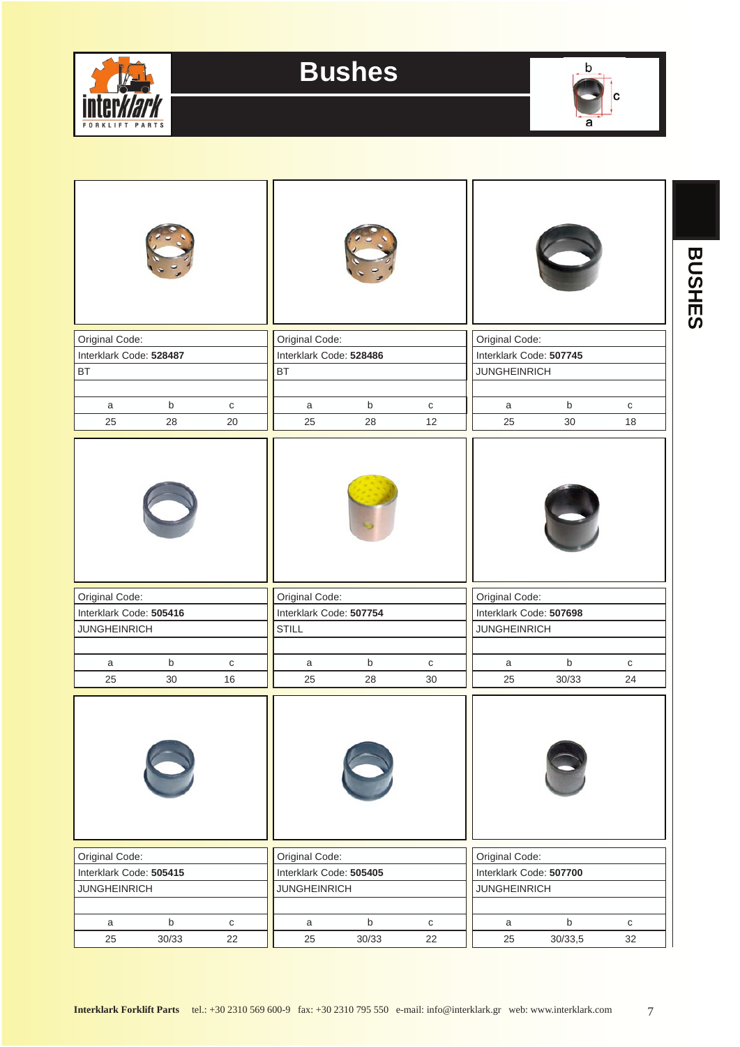# Bushes

BUSHES

| Original Code: | | |
|---|---|---|
| Interklark Code: **528487** | | |
| BT | | |
| | | |
| a | b | c |
| 25 | 28 | 20 |

| Original Code: | | |
|---|---|---|
| Interklark Code: **528486** | | |
| BT | | |
| | | |
| a | b | c |
| 25 | 28 | 12 |

| Original Code: | | |
|---|---|---|
| Interklark Code: **507745** | | |
| JUNGHEINRICH | | |
| | | |
| a | b | c |
| 25 | 30 | 18 |

| Original Code: | | |
|---|---|---|
| Interklark Code: **505416** | | |
| JUNGHEINRICH | | |
| | | |
| a | b | c |
| 25 | 30 | 16 |

| Original Code: | | |
|---|---|---|
| Interklark Code: **507754** | | |
| STILL | | |
| | | |
| a | b | c |
| 25 | 28 | 30 |

| Original Code: | | |
|---|---|---|
| Interklark Code: **507698** | | |
| JUNGHEINRICH | | |
| | | |
| a | b | c |
| 25 | 30/33 | 24 |

| Original Code: | | |
|---|---|---|
| Interklark Code: **505415** | | |
| JUNGHEINRICH | | |
| | | |
| a | b | c |
| 25 | 30/33 | 22 |

| Original Code: | | |
|---|---|---|
| Interklark Code: **505405** | | |
| JUNGHEINRICH | | |
| | | |
| a | b | c |
| 25 | 30/33 | 22 |

| Original Code: | | |
|---|---|---|
| Interklark Code: **507700** | | |
| JUNGHEINRICH | | |
| | | |
| a | b | c |
| 25 | 30/33,5 | 32 |

**Interklark Forklift Parts** tel.: +30 2310 569 600-9 fax: +30 2310 795 550 e-mail: info@interklark.gr web: www.interklark.com